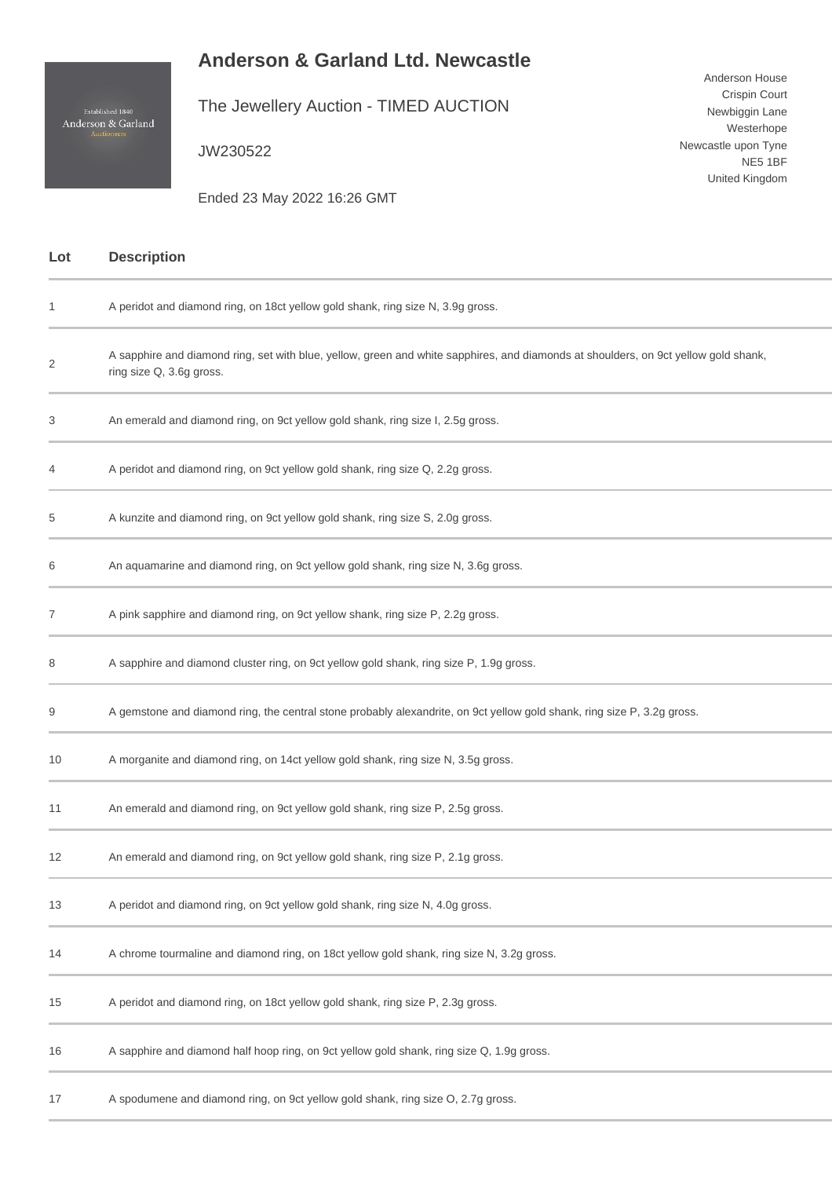# Anderson & Garland Ltd. Newcastle

The Jewellery Auction - TIMED AUCTION

JW230522

Ended 23 May 2022 16:26 GMT

Anderson House
Crispin Court
Newbiggin Lane
Westerhope
Newcastle upon Tyne
NE5 1BF
United Kingdom

| Lot | Description |
| --- | --- |
| 1 | A peridot and diamond ring, on 18ct yellow gold shank, ring size N, 3.9g gross. |
| 2 | A sapphire and diamond ring, set with blue, yellow, green and white sapphires, and diamonds at shoulders, on 9ct yellow gold shank, ring size Q, 3.6g gross. |
| 3 | An emerald and diamond ring, on 9ct yellow gold shank, ring size I, 2.5g gross. |
| 4 | A peridot and diamond ring, on 9ct yellow gold shank, ring size Q, 2.2g gross. |
| 5 | A kunzite and diamond ring, on 9ct yellow gold shank, ring size S, 2.0g gross. |
| 6 | An aquamarine and diamond ring, on 9ct yellow gold shank, ring size N, 3.6g gross. |
| 7 | A pink sapphire and diamond ring, on 9ct yellow shank, ring size P, 2.2g gross. |
| 8 | A sapphire and diamond cluster ring, on 9ct yellow gold shank, ring size P, 1.9g gross. |
| 9 | A gemstone and diamond ring, the central stone probably alexandrite, on 9ct yellow gold shank, ring size P, 3.2g gross. |
| 10 | A morganite and diamond ring, on 14ct yellow gold shank, ring size N, 3.5g gross. |
| 11 | An emerald and diamond ring, on 9ct yellow gold shank, ring size P, 2.5g gross. |
| 12 | An emerald and diamond ring, on 9ct yellow gold shank, ring size P, 2.1g gross. |
| 13 | A peridot and diamond ring, on 9ct yellow gold shank, ring size N, 4.0g gross. |
| 14 | A chrome tourmaline and diamond ring, on 18ct yellow gold shank, ring size N, 3.2g gross. |
| 15 | A peridot and diamond ring, on 18ct yellow gold shank, ring size P, 2.3g gross. |
| 16 | A sapphire and diamond half hoop ring, on 9ct yellow gold shank, ring size Q, 1.9g gross. |
| 17 | A spodumene and diamond ring, on 9ct yellow gold shank, ring size O, 2.7g gross. |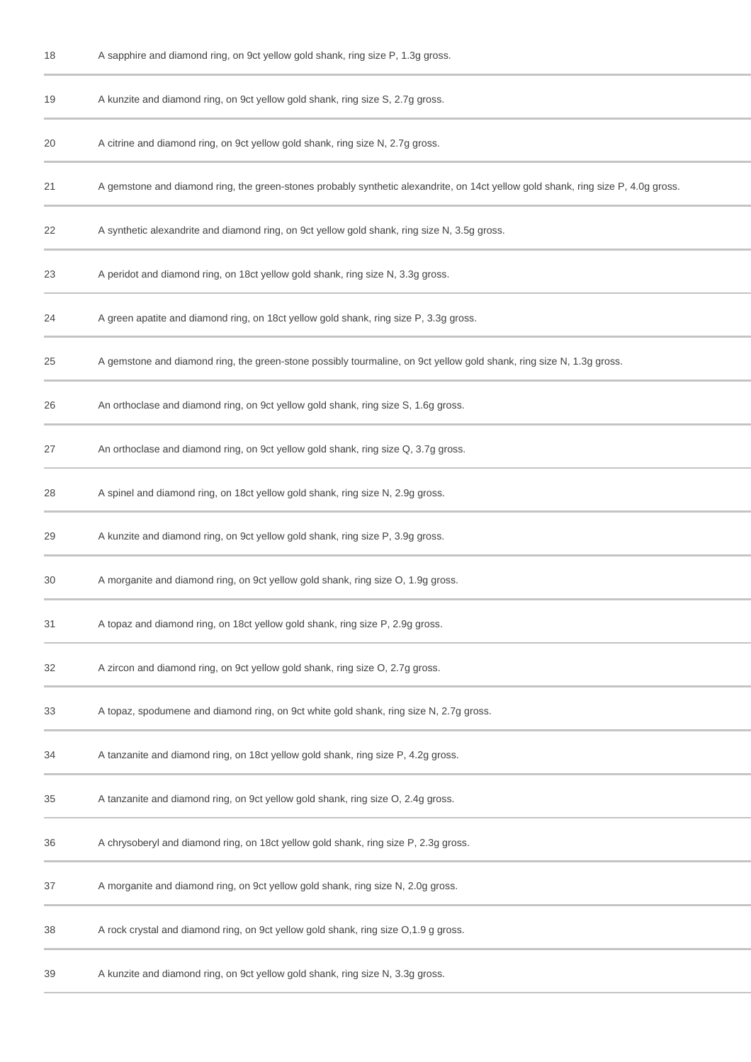| | |
|---|---|
| 18 | A sapphire and diamond ring, on 9ct yellow gold shank, ring size P, 1.3g gross. |
| 19 | A kunzite and diamond ring, on 9ct yellow gold shank, ring size S, 2.7g gross. |
| 20 | A citrine and diamond ring, on 9ct yellow gold shank, ring size N, 2.7g gross. |
| 21 | A gemstone and diamond ring, the green-stones probably synthetic alexandrite, on 14ct yellow gold shank, ring size P, 4.0g gross. |
| 22 | A synthetic alexandrite and diamond ring, on 9ct yellow gold shank, ring size N, 3.5g gross. |
| 23 | A peridot and diamond ring, on 18ct yellow gold shank, ring size N, 3.3g gross. |
| 24 | A green apatite and diamond ring, on 18ct yellow gold shank, ring size P, 3.3g gross. |
| 25 | A gemstone and diamond ring, the green-stone possibly tourmaline, on 9ct yellow gold shank, ring size N, 1.3g gross. |
| 26 | An orthoclase and diamond ring, on 9ct yellow gold shank, ring size S, 1.6g gross. |
| 27 | An orthoclase and diamond ring, on 9ct yellow gold shank, ring size Q, 3.7g gross. |
| 28 | A spinel and diamond ring, on 18ct yellow gold shank, ring size N, 2.9g gross. |
| 29 | A kunzite and diamond ring, on 9ct yellow gold shank, ring size P, 3.9g gross. |
| 30 | A morganite and diamond ring, on 9ct yellow gold shank, ring size O, 1.9g gross. |
| 31 | A topaz and diamond ring, on 18ct yellow gold shank, ring size P, 2.9g gross. |
| 32 | A zircon and diamond ring, on 9ct yellow gold shank, ring size O, 2.7g gross. |
| 33 | A topaz, spodumene and diamond ring, on 9ct white gold shank, ring size N, 2.7g gross. |
| 34 | A tanzanite and diamond ring, on 18ct yellow gold shank, ring size P, 4.2g gross. |
| 35 | A tanzanite and diamond ring, on 9ct yellow gold shank, ring size O, 2.4g gross. |
| 36 | A chrysoberyl and diamond ring, on 18ct yellow gold shank, ring size P, 2.3g gross. |
| 37 | A morganite and diamond ring, on 9ct yellow gold shank, ring size N, 2.0g gross. |
| 38 | A rock crystal and diamond ring, on 9ct yellow gold shank, ring size O,1.9 g gross. |
| 39 | A kunzite and diamond ring, on 9ct yellow gold shank, ring size N, 3.3g gross. |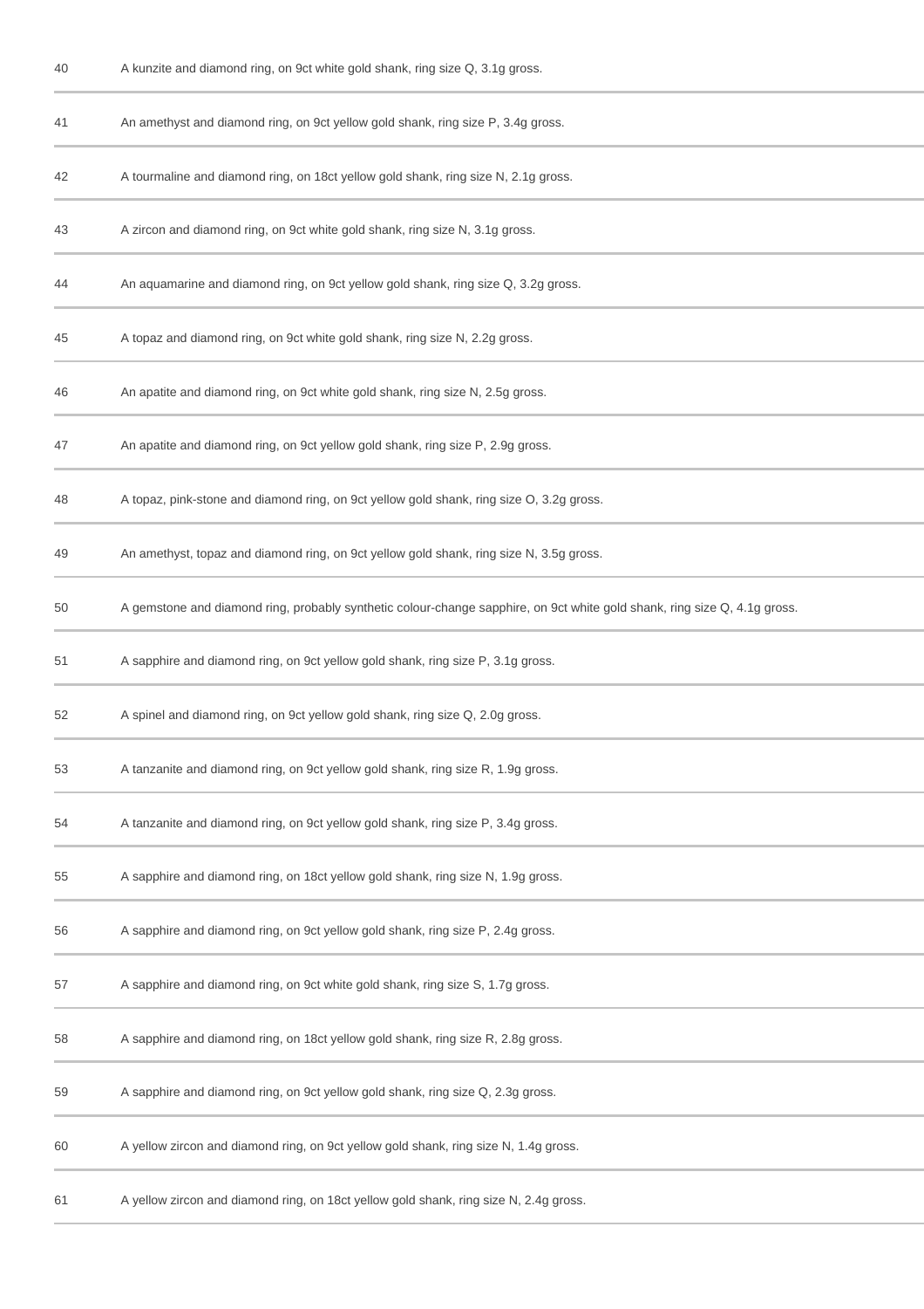| | |
|---|---|
| 40 | A kunzite and diamond ring, on 9ct white gold shank, ring size Q, 3.1g gross. |
| 41 | An amethyst and diamond ring, on 9ct yellow gold shank, ring size P, 3.4g gross. |
| 42 | A tourmaline and diamond ring, on 18ct yellow gold shank, ring size N, 2.1g gross. |
| 43 | A zircon and diamond ring, on 9ct white gold shank, ring size N, 3.1g gross. |
| 44 | An aquamarine and diamond ring, on 9ct yellow gold shank, ring size Q, 3.2g gross. |
| 45 | A topaz and diamond ring, on 9ct white gold shank, ring size N, 2.2g gross. |
| 46 | An apatite and diamond ring, on 9ct white gold shank, ring size N, 2.5g gross. |
| 47 | An apatite and diamond ring, on 9ct yellow gold shank, ring size P, 2.9g gross. |
| 48 | A topaz, pink-stone and diamond ring, on 9ct yellow gold shank, ring size O, 3.2g gross. |
| 49 | An amethyst, topaz and diamond ring, on 9ct yellow gold shank, ring size N, 3.5g gross. |
| 50 | A gemstone and diamond ring, probably synthetic colour-change sapphire, on 9ct white gold shank, ring size Q, 4.1g gross. |
| 51 | A sapphire and diamond ring, on 9ct yellow gold shank, ring size P, 3.1g gross. |
| 52 | A spinel and diamond ring, on 9ct yellow gold shank, ring size Q, 2.0g gross. |
| 53 | A tanzanite and diamond ring, on 9ct yellow gold shank, ring size R, 1.9g gross. |
| 54 | A tanzanite and diamond ring, on 9ct yellow gold shank, ring size P, 3.4g gross. |
| 55 | A sapphire and diamond ring, on 18ct yellow gold shank, ring size N, 1.9g gross. |
| 56 | A sapphire and diamond ring, on 9ct yellow gold shank, ring size P, 2.4g gross. |
| 57 | A sapphire and diamond ring, on 9ct white gold shank, ring size S, 1.7g gross. |
| 58 | A sapphire and diamond ring, on 18ct yellow gold shank, ring size R, 2.8g gross. |
| 59 | A sapphire and diamond ring, on 9ct yellow gold shank, ring size Q, 2.3g gross. |
| 60 | A yellow zircon and diamond ring, on 9ct yellow gold shank, ring size N, 1.4g gross. |
| 61 | A yellow zircon and diamond ring, on 18ct yellow gold shank, ring size N, 2.4g gross. |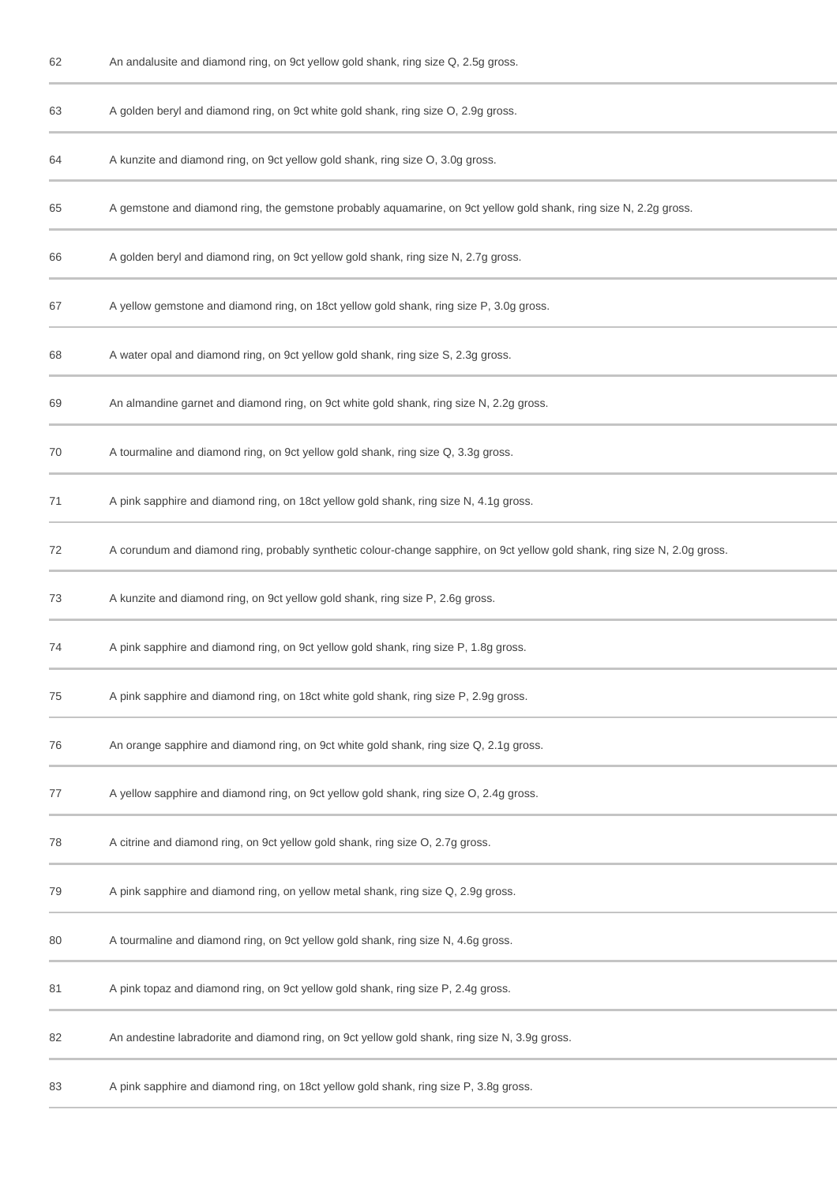| | |
|---|---|
| 62 | An andalusite and diamond ring, on 9ct yellow gold shank, ring size Q, 2.5g gross. |
| 63 | A golden beryl and diamond ring, on 9ct white gold shank, ring size O, 2.9g gross. |
| 64 | A kunzite and diamond ring, on 9ct yellow gold shank, ring size O, 3.0g gross. |
| 65 | A gemstone and diamond ring, the gemstone probably aquamarine, on 9ct yellow gold shank, ring size N, 2.2g gross. |
| 66 | A golden beryl and diamond ring, on 9ct yellow gold shank, ring size N, 2.7g gross. |
| 67 | A yellow gemstone and diamond ring, on 18ct yellow gold shank, ring size P, 3.0g gross. |
| 68 | A water opal and diamond ring, on 9ct yellow gold shank, ring size S, 2.3g gross. |
| 69 | An almandine garnet and diamond ring, on 9ct white gold shank, ring size N, 2.2g gross. |
| 70 | A tourmaline and diamond ring, on 9ct yellow gold shank, ring size Q, 3.3g gross. |
| 71 | A pink sapphire and diamond ring, on 18ct yellow gold shank, ring size N, 4.1g gross. |
| 72 | A corundum and diamond ring, probably synthetic colour-change sapphire, on 9ct yellow gold shank, ring size N, 2.0g gross. |
| 73 | A kunzite and diamond ring, on 9ct yellow gold shank, ring size P, 2.6g gross. |
| 74 | A pink sapphire and diamond ring, on 9ct yellow gold shank, ring size P, 1.8g gross. |
| 75 | A pink sapphire and diamond ring, on 18ct white gold shank, ring size P, 2.9g gross. |
| 76 | An orange sapphire and diamond ring, on 9ct white gold shank, ring size Q, 2.1g gross. |
| 77 | A yellow sapphire and diamond ring, on 9ct yellow gold shank, ring size O, 2.4g gross. |
| 78 | A citrine and diamond ring, on 9ct yellow gold shank, ring size O, 2.7g gross. |
| 79 | A pink sapphire and diamond ring, on yellow metal shank, ring size Q, 2.9g gross. |
| 80 | A tourmaline and diamond ring, on 9ct yellow gold shank, ring size N, 4.6g gross. |
| 81 | A pink topaz and diamond ring, on 9ct yellow gold shank, ring size P, 2.4g gross. |
| 82 | An andestine labradorite and diamond ring, on 9ct yellow gold shank, ring size N, 3.9g gross. |
| 83 | A pink sapphire and diamond ring, on 18ct yellow gold shank, ring size P, 3.8g gross. |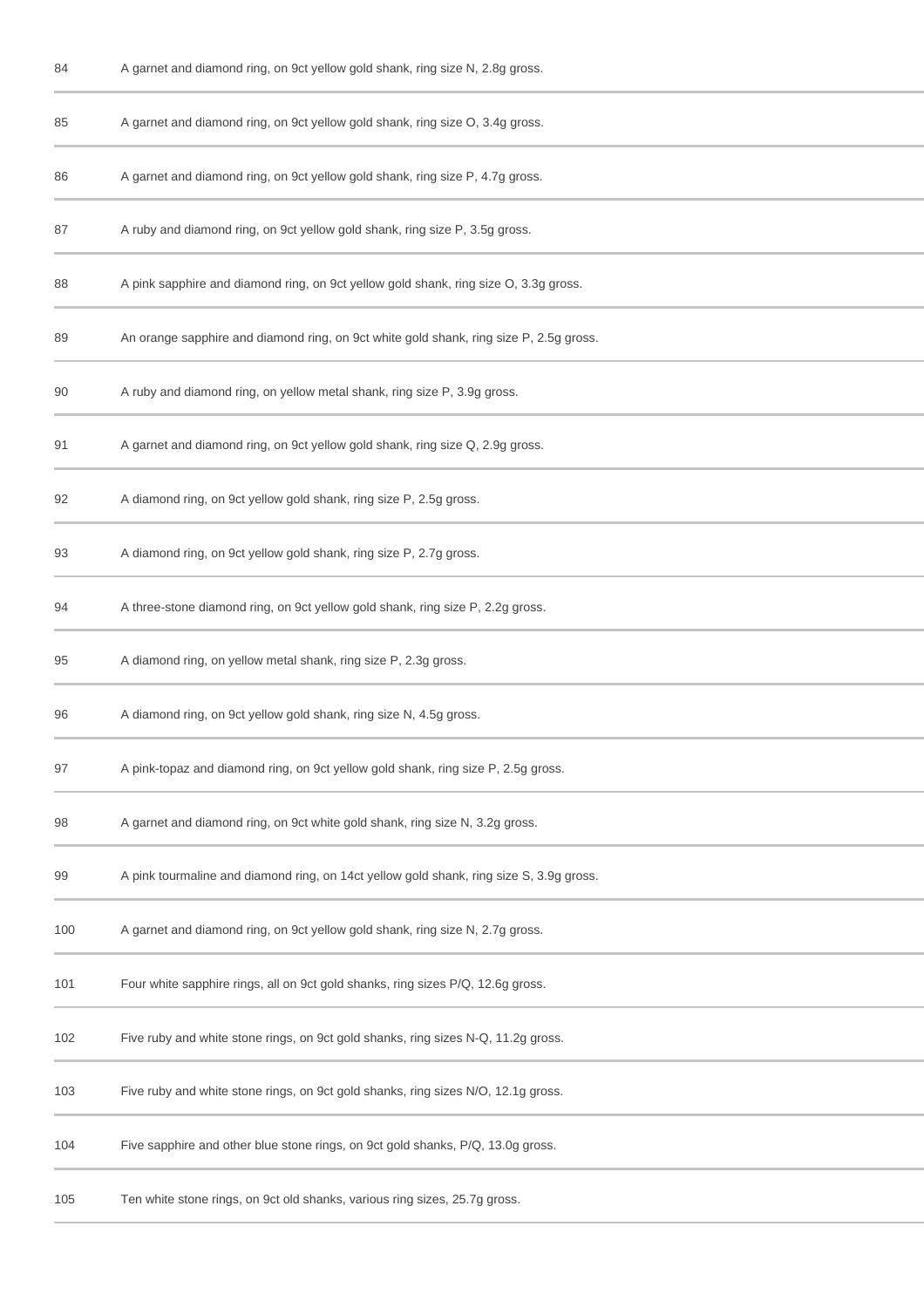| | |
|---|---|
| 84 | A garnet and diamond ring, on 9ct yellow gold shank, ring size N, 2.8g gross. |
| 85 | A garnet and diamond ring, on 9ct yellow gold shank, ring size O, 3.4g gross. |
| 86 | A garnet and diamond ring, on 9ct yellow gold shank, ring size P, 4.7g gross. |
| 87 | A ruby and diamond ring, on 9ct yellow gold shank, ring size P, 3.5g gross. |
| 88 | A pink sapphire and diamond ring, on 9ct yellow gold shank, ring size O, 3.3g gross. |
| 89 | An orange sapphire and diamond ring, on 9ct white gold shank, ring size P, 2.5g gross. |
| 90 | A ruby and diamond ring, on yellow metal shank, ring size P, 3.9g gross. |
| 91 | A garnet and diamond ring, on 9ct yellow gold shank, ring size Q, 2.9g gross. |
| 92 | A diamond ring, on 9ct yellow gold shank, ring size P, 2.5g gross. |
| 93 | A diamond ring, on 9ct yellow gold shank, ring size P, 2.7g gross. |
| 94 | A three-stone diamond ring, on 9ct yellow gold shank, ring size P, 2.2g gross. |
| 95 | A diamond ring, on yellow metal shank, ring size P, 2.3g gross. |
| 96 | A diamond ring, on 9ct yellow gold shank, ring size N, 4.5g gross. |
| 97 | A pink-topaz and diamond ring, on 9ct yellow gold shank, ring size P, 2.5g gross. |
| 98 | A garnet and diamond ring, on 9ct white gold shank, ring size N, 3.2g gross. |
| 99 | A pink tourmaline and diamond ring, on 14ct yellow gold shank, ring size S, 3.9g gross. |
| 100 | A garnet and diamond ring, on 9ct yellow gold shank, ring size N, 2.7g gross. |
| 101 | Four white sapphire rings, all on 9ct gold shanks, ring sizes P/Q, 12.6g gross. |
| 102 | Five ruby and white stone rings, on 9ct gold shanks, ring sizes N-Q, 11.2g gross. |
| 103 | Five ruby and white stone rings, on 9ct gold shanks, ring sizes N/O, 12.1g gross. |
| 104 | Five sapphire and other blue stone rings, on 9ct gold shanks, P/Q, 13.0g gross. |
| 105 | Ten white stone rings, on 9ct old shanks, various ring sizes, 25.7g gross. |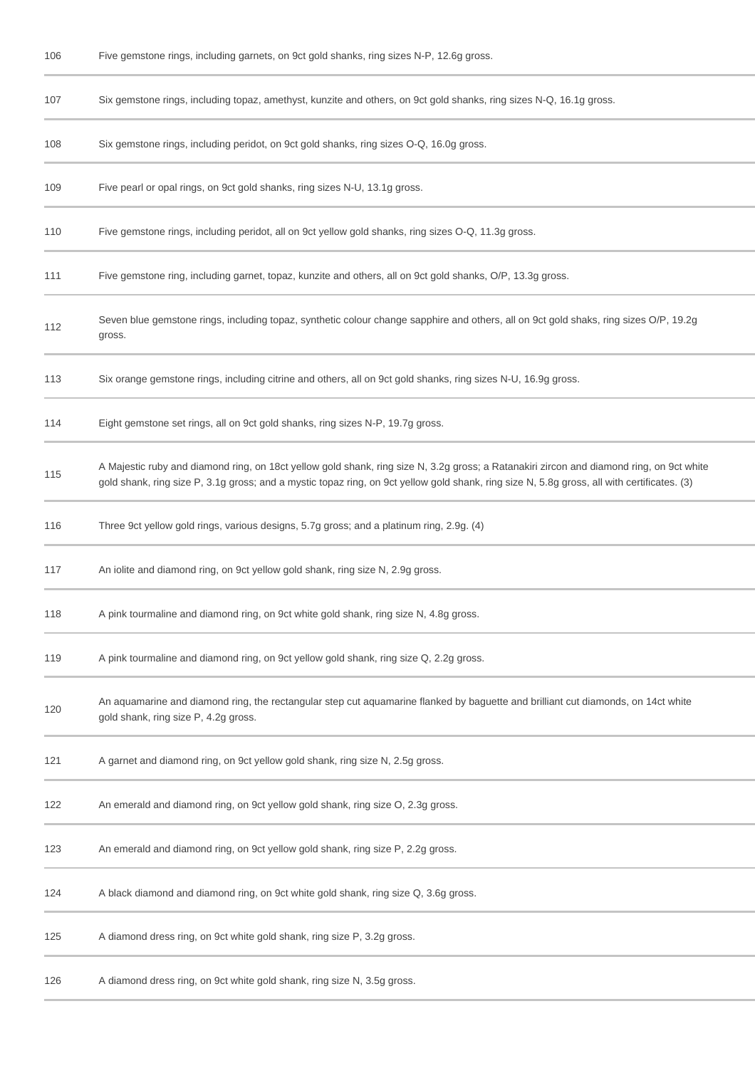| | |
|---|---|
| 106 | Five gemstone rings, including garnets, on 9ct gold shanks, ring sizes N-P, 12.6g gross. |
| 107 | Six gemstone rings, including topaz, amethyst, kunzite and others, on 9ct gold shanks, ring sizes N-Q, 16.1g gross. |
| 108 | Six gemstone rings, including peridot, on 9ct gold shanks, ring sizes O-Q, 16.0g gross. |
| 109 | Five pearl or opal rings, on 9ct gold shanks, ring sizes N-U, 13.1g gross. |
| 110 | Five gemstone rings, including peridot, all on 9ct yellow gold shanks, ring sizes O-Q, 11.3g gross. |
| 111 | Five gemstone ring, including garnet, topaz, kunzite and others, all on 9ct gold shanks, O/P, 13.3g gross. |
| 112 | Seven blue gemstone rings, including topaz, synthetic colour change sapphire and others, all on 9ct gold shaks, ring sizes O/P, 19.2g gross. |
| 113 | Six orange gemstone rings, including citrine and others, all on 9ct gold shanks, ring sizes N-U, 16.9g gross. |
| 114 | Eight gemstone set rings, all on 9ct gold shanks, ring sizes N-P, 19.7g gross. |
| 115 | A Majestic ruby and diamond ring, on 18ct yellow gold shank, ring size N, 3.2g gross; a Ratanakiri zircon and diamond ring, on 9ct white gold shank, ring size P, 3.1g gross; and a mystic topaz ring, on 9ct yellow gold shank, ring size N, 5.8g gross, all with certificates. (3) |
| 116 | Three 9ct yellow gold rings, various designs, 5.7g gross; and a platinum ring, 2.9g. (4) |
| 117 | An iolite and diamond ring, on 9ct yellow gold shank, ring size N, 2.9g gross. |
| 118 | A pink tourmaline and diamond ring, on 9ct white gold shank, ring size N, 4.8g gross. |
| 119 | A pink tourmaline and diamond ring, on 9ct yellow gold shank, ring size Q, 2.2g gross. |
| 120 | An aquamarine and diamond ring, the rectangular step cut aquamarine flanked by baguette and brilliant cut diamonds, on 14ct white gold shank, ring size P, 4.2g gross. |
| 121 | A garnet and diamond ring, on 9ct yellow gold shank, ring size N, 2.5g gross. |
| 122 | An emerald and diamond ring, on 9ct yellow gold shank, ring size O, 2.3g gross. |
| 123 | An emerald and diamond ring, on 9ct yellow gold shank, ring size P, 2.2g gross. |
| 124 | A black diamond and diamond ring, on 9ct white gold shank, ring size Q, 3.6g gross. |
| 125 | A diamond dress ring, on 9ct white gold shank, ring size P, 3.2g gross. |
| 126 | A diamond dress ring, on 9ct white gold shank, ring size N, 3.5g gross. |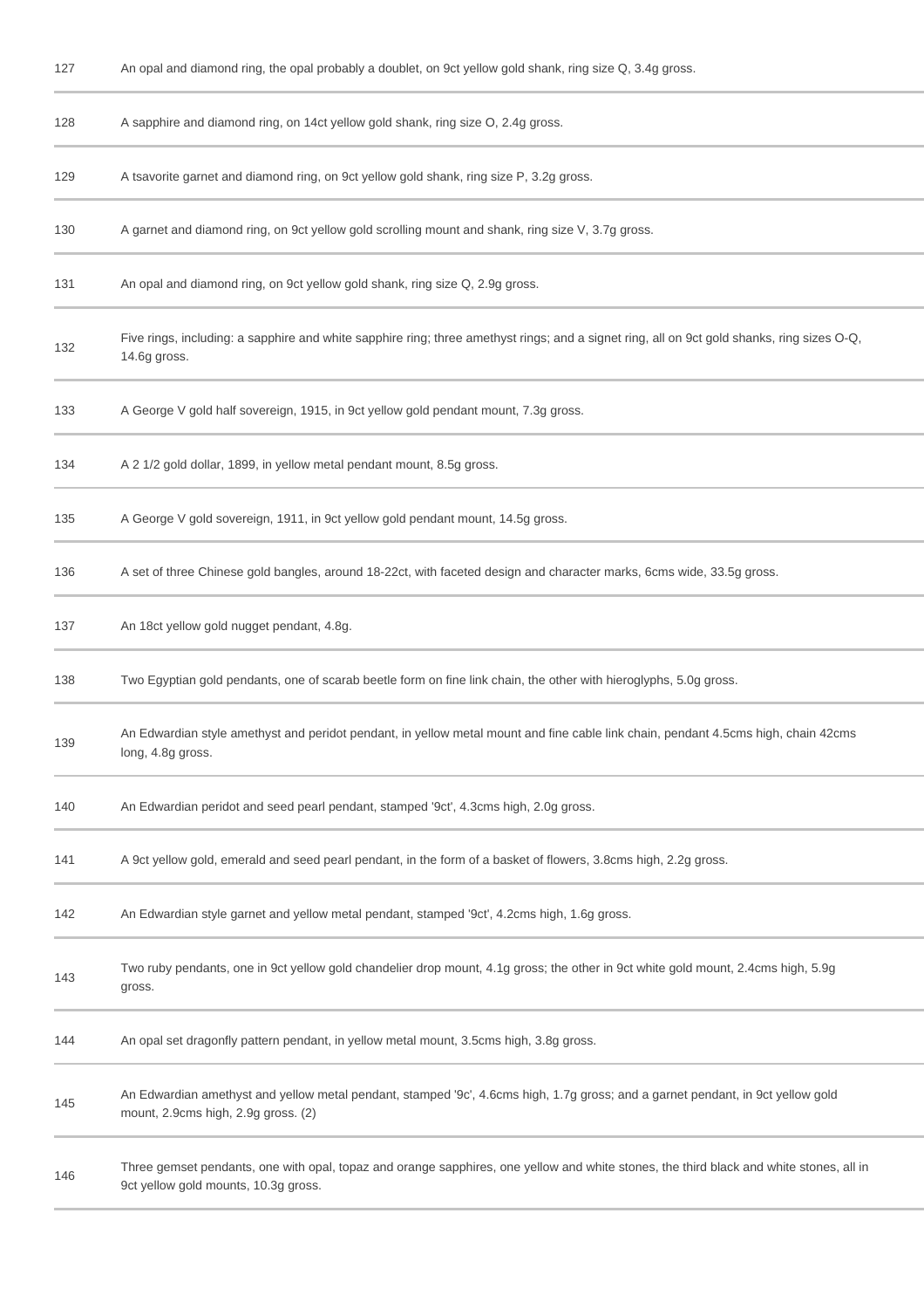| | |
|---|---|
| 127 | An opal and diamond ring, the opal probably a doublet, on 9ct yellow gold shank, ring size Q, 3.4g gross. |
| 128 | A sapphire and diamond ring, on 14ct yellow gold shank, ring size O, 2.4g gross. |
| 129 | A tsavorite garnet and diamond ring, on 9ct yellow gold shank, ring size P, 3.2g gross. |
| 130 | A garnet and diamond ring, on 9ct yellow gold scrolling mount and shank, ring size V, 3.7g gross. |
| 131 | An opal and diamond ring, on 9ct yellow gold shank, ring size Q, 2.9g gross. |
| 132 | Five rings, including: a sapphire and white sapphire ring; three amethyst rings; and a signet ring, all on 9ct gold shanks, ring sizes O-Q, 14.6g gross. |
| 133 | A George V gold half sovereign, 1915, in 9ct yellow gold pendant mount, 7.3g gross. |
| 134 | A 2 1/2 gold dollar, 1899, in yellow metal pendant mount, 8.5g gross. |
| 135 | A George V gold sovereign, 1911, in 9ct yellow gold pendant mount, 14.5g gross. |
| 136 | A set of three Chinese gold bangles, around 18-22ct, with faceted design and character marks, 6cms wide, 33.5g gross. |
| 137 | An 18ct yellow gold nugget pendant, 4.8g. |
| 138 | Two Egyptian gold pendants, one of scarab beetle form on fine link chain, the other with hieroglyphs, 5.0g gross. |
| 139 | An Edwardian style amethyst and peridot pendant, in yellow metal mount and fine cable link chain, pendant 4.5cms high, chain 42cms long, 4.8g gross. |
| 140 | An Edwardian peridot and seed pearl pendant, stamped '9ct', 4.3cms high, 2.0g gross. |
| 141 | A 9ct yellow gold, emerald and seed pearl pendant, in the form of a basket of flowers, 3.8cms high, 2.2g gross. |
| 142 | An Edwardian style garnet and yellow metal pendant, stamped '9ct', 4.2cms high, 1.6g gross. |
| 143 | Two ruby pendants, one in 9ct yellow gold chandelier drop mount, 4.1g gross; the other in 9ct white gold mount, 2.4cms high, 5.9g gross. |
| 144 | An opal set dragonfly pattern pendant, in yellow metal mount, 3.5cms high, 3.8g gross. |
| 145 | An Edwardian amethyst and yellow metal pendant, stamped '9c', 4.6cms high, 1.7g gross; and a garnet pendant, in 9ct yellow gold mount, 2.9cms high, 2.9g gross. (2) |
| 146 | Three gemset pendants, one with opal, topaz and orange sapphires, one yellow and white stones, the third black and white stones, all in 9ct yellow gold mounts, 10.3g gross. |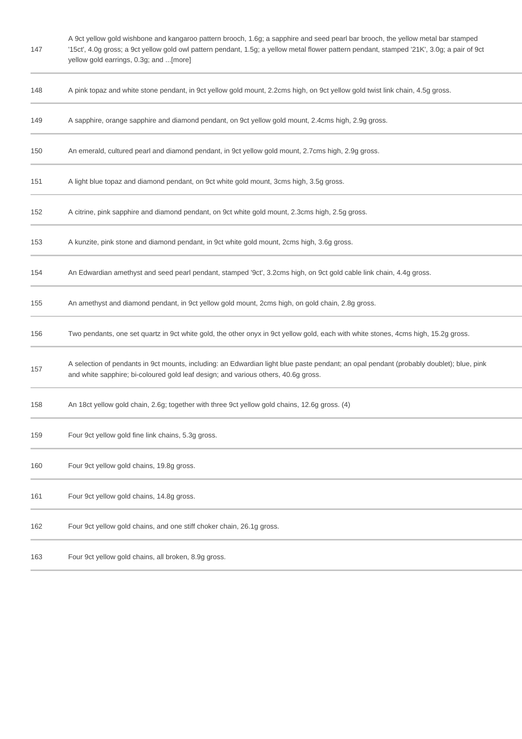| | |
|---|---|
| 147 | A 9ct yellow gold wishbone and kangaroo pattern brooch, 1.6g; a sapphire and seed pearl bar brooch, the yellow metal bar stamped '15ct', 4.0g gross; a 9ct yellow gold owl pattern pendant, 1.5g; a yellow metal flower pattern pendant, stamped '21K', 3.0g; a pair of 9ct yellow gold earrings, 0.3g; and ...[more] |
| 148 | A pink topaz and white stone pendant, in 9ct yellow gold mount, 2.2cms high, on 9ct yellow gold twist link chain, 4.5g gross. |
| 149 | A sapphire, orange sapphire and diamond pendant, on 9ct yellow gold mount, 2.4cms high, 2.9g gross. |
| 150 | An emerald, cultured pearl and diamond pendant, in 9ct yellow gold mount, 2.7cms high, 2.9g gross. |
| 151 | A light blue topaz and diamond pendant, on 9ct white gold mount, 3cms high, 3.5g gross. |
| 152 | A citrine, pink sapphire and diamond pendant, on 9ct white gold mount, 2.3cms high, 2.5g gross. |
| 153 | A kunzite, pink stone and diamond pendant, in 9ct white gold mount, 2cms high, 3.6g gross. |
| 154 | An Edwardian amethyst and seed pearl pendant, stamped '9ct', 3.2cms high, on 9ct gold cable link chain, 4.4g gross. |
| 155 | An amethyst and diamond pendant, in 9ct yellow gold mount, 2cms high, on gold chain, 2.8g gross. |
| 156 | Two pendants, one set quartz in 9ct white gold, the other onyx in 9ct yellow gold, each with white stones, 4cms high, 15.2g gross. |
| 157 | A selection of pendants in 9ct mounts, including: an Edwardian light blue paste pendant; an opal pendant (probably doublet); blue, pink and white sapphire; bi-coloured gold leaf design; and various others, 40.6g gross. |
| 158 | An 18ct yellow gold chain, 2.6g; together with three 9ct yellow gold chains, 12.6g gross. (4) |
| 159 | Four 9ct yellow gold fine link chains, 5.3g gross. |
| 160 | Four 9ct yellow gold chains, 19.8g gross. |
| 161 | Four 9ct yellow gold chains, 14.8g gross. |
| 162 | Four 9ct yellow gold chains, and one stiff choker chain, 26.1g gross. |
| 163 | Four 9ct yellow gold chains, all broken, 8.9g gross. |